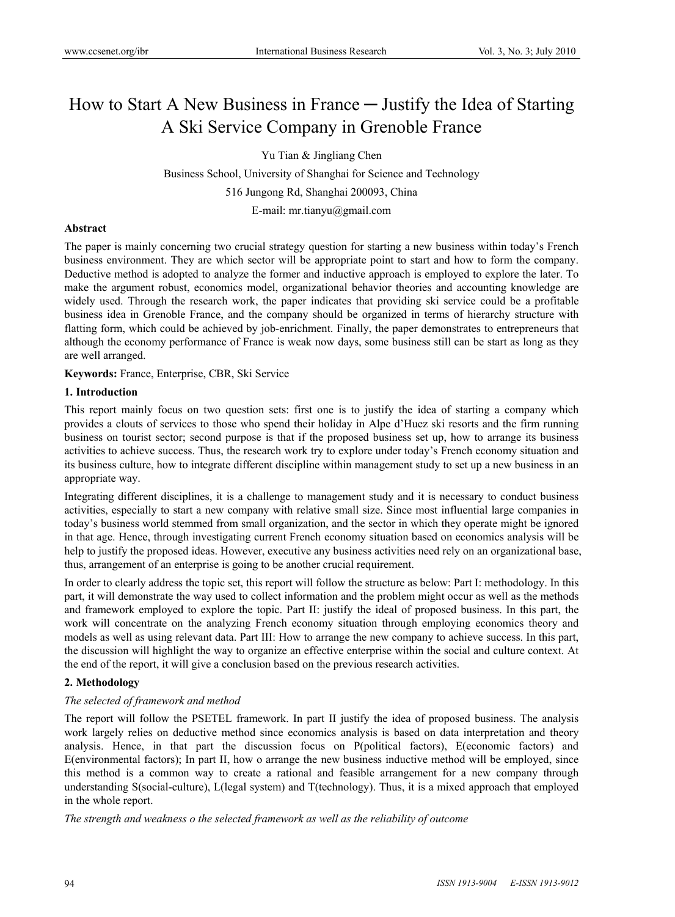# How to Start A New Business in France ─ Justify the Idea of Starting A Ski Service Company in Grenoble France

Yu Tian & Jingliang Chen

Business School, University of Shanghai for Science and Technology

516 Jungong Rd, Shanghai 200093, China

E-mail: mr.tianyu@gmail.com

**Abstract**

The paper is mainly concerning two crucial strategy question for starting a new business within today's French business environment. They are which sector will be appropriate point to start and how to form the company. Deductive method is adopted to analyze the former and inductive approach is employed to explore the later. To make the argument robust, economics model, organizational behavior theories and accounting knowledge are widely used. Through the research work, the paper indicates that providing ski service could be a profitable business idea in Grenoble France, and the company should be organized in terms of hierarchy structure with flatting form, which could be achieved by job-enrichment. Finally, the paper demonstrates to entrepreneurs that although the economy performance of France is weak now days, some business still can be start as long as they are well arranged.

**Keywords:** France, Enterprise, CBR, Ski Service

## 1. Introduction

This report mainly focus on two question sets: first one is to justify the idea of starting a company which provides a clouts of services to those who spend their holiday in Alpe d'Huez ski resorts and the firm running business on tourist sector; second purpose is that if the proposed business set up, how to arrange its business activities to achieve success. Thus, the research work try to explore under today's French economy situation and its business culture, how to integrate different discipline within management study to set up a new business in an appropriate way.

Integrating different disciplines, it is a challenge to management study and it is necessary to conduct business activities, especially to start a new company with relative small size. Since most influential large companies in today's business world stemmed from small organization, and the sector in which they operate might be ignored in that age. Hence, through investigating current French economy situation based on economics analysis will be help to justify the proposed ideas. However, executive any business activities need rely on an organizational base, thus, arrangement of an enterprise is going to be another crucial requirement.

In order to clearly address the topic set, this report will follow the structure as below: Part I: methodology. In this part, it will demonstrate the way used to collect information and the problem might occur as well as the methods and framework employed to explore the topic. Part II: justify the ideal of proposed business. In this part, the work will concentrate on the analyzing French economy situation through employing economics theory and models as well as using relevant data. Part III: How to arrange the new company to achieve success. In this part, the discussion will highlight the way to organize an effective enterprise within the social and culture context. At the end of the report, it will give a conclusion based on the previous research activities.

## 2. Methodology

*The selected of framework and method*

The report will follow the PSETEL framework. In part II justify the idea of proposed business. The analysis work largely relies on deductive method since economics analysis is based on data interpretation and theory analysis. Hence, in that part the discussion focus on P(political factors), E(economic factors) and E(environmental factors); In part II, how o arrange the new business inductive method will be employed, since this method is a common way to create a rational and feasible arrangement for a new company through understanding S(social-culture), L(legal system) and T(technology). Thus, it is a mixed approach that employed in the whole report.

*The strength and weakness o the selected framework as well as the reliability of outcome*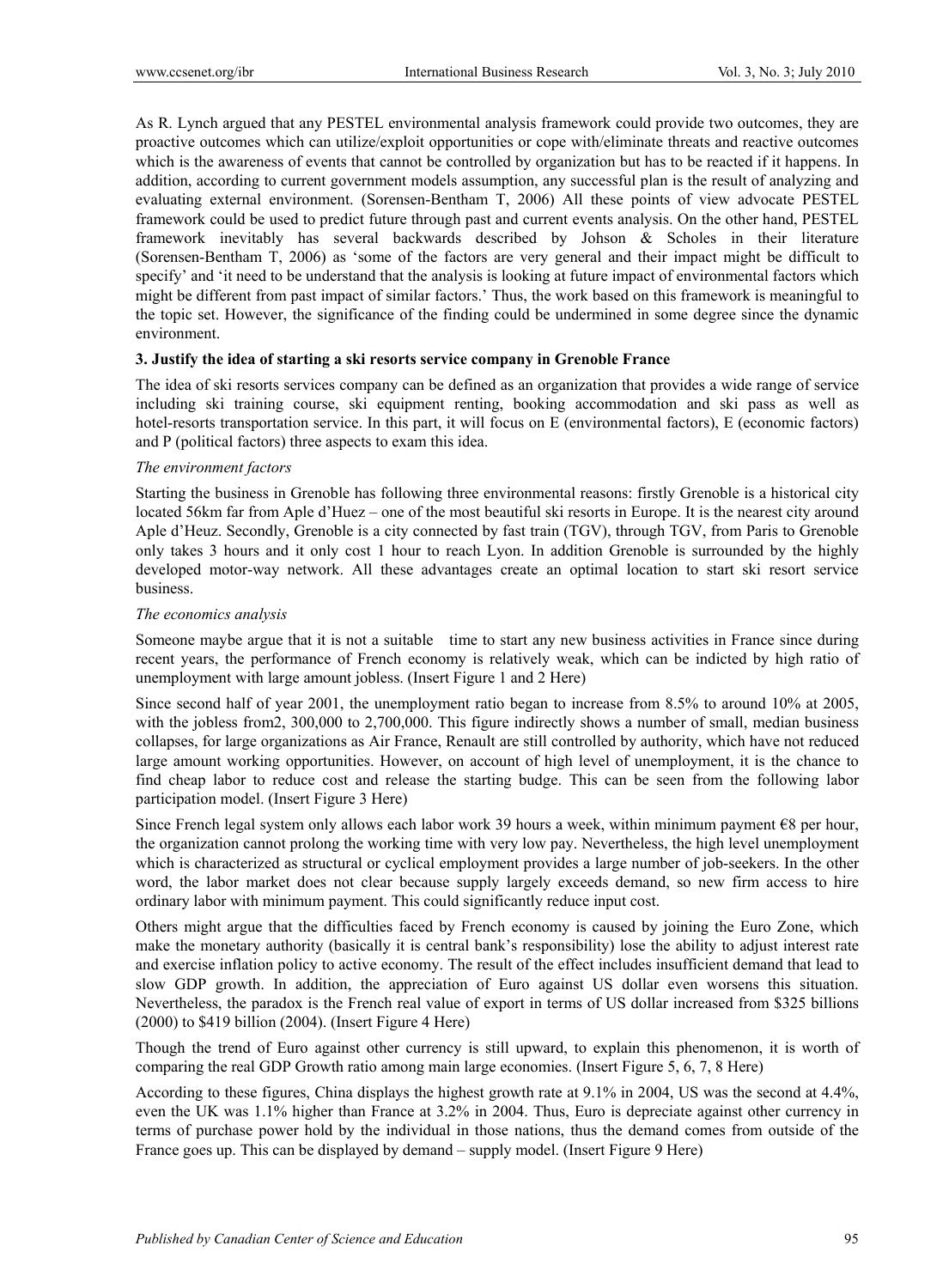As R. Lynch argued that any PESTEL environmental analysis framework could provide two outcomes, they are proactive outcomes which can utilize/exploit opportunities or cope with/eliminate threats and reactive outcomes which is the awareness of events that cannot be controlled by organization but has to be reacted if it happens. In addition, according to current government models assumption, any successful plan is the result of analyzing and evaluating external environment. (Sorensen-Bentham T, 2006) All these points of view advocate PESTEL framework could be used to predict future through past and current events analysis. On the other hand, PESTEL framework inevitably has several backwards described by Johson & Scholes in their literature (Sorensen-Bentham T, 2006) as 'some of the factors are very general and their impact might be difficult to specify' and 'it need to be understand that the analysis is looking at future impact of environmental factors which might be different from past impact of similar factors.' Thus, the work based on this framework is meaningful to the topic set. However, the significance of the finding could be undermined in some degree since the dynamic environment.

### 3. Justify the idea of starting a ski resorts service company in Grenoble France

The idea of ski resorts services company can be defined as an organization that provides a wide range of service including ski training course, ski equipment renting, booking accommodation and ski pass as well as hotel-resorts transportation service. In this part, it will focus on E (environmental factors), E (economic factors) and P (political factors) three aspects to exam this idea.

*The environment factors*

Starting the business in Grenoble has following three environmental reasons: firstly Grenoble is a historical city located 56km far from Aple d'Huez – one of the most beautiful ski resorts in Europe. It is the nearest city around Aple d'Heuz. Secondly, Grenoble is a city connected by fast train (TGV), through TGV, from Paris to Grenoble only takes 3 hours and it only cost 1 hour to reach Lyon. In addition Grenoble is surrounded by the highly developed motor-way network. All these advantages create an optimal location to start ski resort service business.

*The economics analysis*

Someone maybe argue that it is not a suitable time to start any new business activities in France since during recent years, the performance of French economy is relatively weak, which can be indicted by high ratio of unemployment with large amount jobless. (Insert Figure 1 and 2 Here)

Since second half of year 2001, the unemployment ratio began to increase from 8.5% to around 10% at 2005, with the jobless from2, 300,000 to 2,700,000. This figure indirectly shows a number of small, median business collapses, for large organizations as Air France, Renault are still controlled by authority, which have not reduced large amount working opportunities. However, on account of high level of unemployment, it is the chance to find cheap labor to reduce cost and release the starting budge. This can be seen from the following labor participation model. (Insert Figure 3 Here)

Since French legal system only allows each labor work 39 hours a week, within minimum payment €8 per hour, the organization cannot prolong the working time with very low pay. Nevertheless, the high level unemployment which is characterized as structural or cyclical employment provides a large number of job-seekers. In the other word, the labor market does not clear because supply largely exceeds demand, so new firm access to hire ordinary labor with minimum payment. This could significantly reduce input cost.

Others might argue that the difficulties faced by French economy is caused by joining the Euro Zone, which make the monetary authority (basically it is central bank's responsibility) lose the ability to adjust interest rate and exercise inflation policy to active economy. The result of the effect includes insufficient demand that lead to slow GDP growth. In addition, the appreciation of Euro against US dollar even worsens this situation. Nevertheless, the paradox is the French real value of export in terms of US dollar increased from $325 billions (2000) to $419 billion (2004). (Insert Figure 4 Here)

Though the trend of Euro against other currency is still upward, to explain this phenomenon, it is worth of comparing the real GDP Growth ratio among main large economies. (Insert Figure 5, 6, 7, 8 Here)

According to these figures, China displays the highest growth rate at 9.1% in 2004, US was the second at 4.4%, even the UK was 1.1% higher than France at 3.2% in 2004. Thus, Euro is depreciate against other currency in terms of purchase power hold by the individual in those nations, thus the demand comes from outside of the France goes up. This can be displayed by demand – supply model. (Insert Figure 9 Here)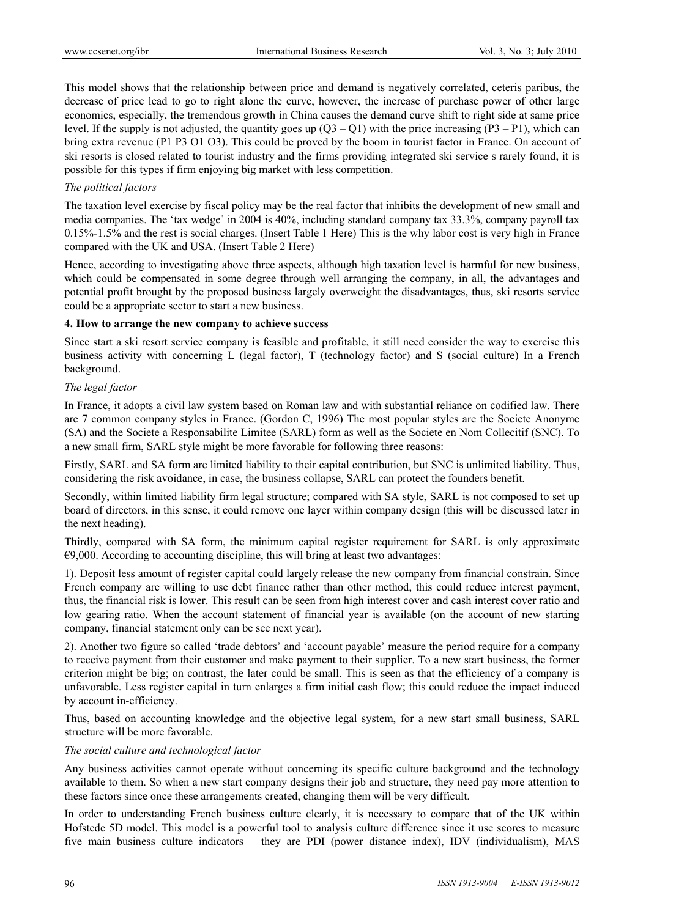This model shows that the relationship between price and demand is negatively correlated, ceteris paribus, the decrease of price lead to go to right alone the curve, however, the increase of purchase power of other large economics, especially, the tremendous growth in China causes the demand curve shift to right side at same price level. If the supply is not adjusted, the quantity goes up (Q3 – Q1) with the price increasing (P3 – P1), which can bring extra revenue (P1 P3 O1 O3). This could be proved by the boom in tourist factor in France. On account of ski resorts is closed related to tourist industry and the firms providing integrated ski service s rarely found, it is possible for this types if firm enjoying big market with less competition.

*The political factors*

The taxation level exercise by fiscal policy may be the real factor that inhibits the development of new small and media companies. The 'tax wedge' in 2004 is 40%, including standard company tax 33.3%, company payroll tax 0.15%-1.5% and the rest is social charges. (Insert Table 1 Here) This is the why labor cost is very high in France compared with the UK and USA. (Insert Table 2 Here)

Hence, according to investigating above three aspects, although high taxation level is harmful for new business, which could be compensated in some degree through well arranging the company, in all, the advantages and potential profit brought by the proposed business largely overweight the disadvantages, thus, ski resorts service could be a appropriate sector to start a new business.

**4. How to arrange the new company to achieve success**

Since start a ski resort service company is feasible and profitable, it still need consider the way to exercise this business activity with concerning L (legal factor), T (technology factor) and S (social culture) In a French background.

*The legal factor*

In France, it adopts a civil law system based on Roman law and with substantial reliance on codified law. There are 7 common company styles in France. (Gordon C, 1996) The most popular styles are the Societe Anonyme (SA) and the Societe a Responsabilite Limitee (SARL) form as well as the Societe en Nom Collecitif (SNC). To a new small firm, SARL style might be more favorable for following three reasons:

Firstly, SARL and SA form are limited liability to their capital contribution, but SNC is unlimited liability. Thus, considering the risk avoidance, in case, the business collapse, SARL can protect the founders benefit.

Secondly, within limited liability firm legal structure; compared with SA style, SARL is not composed to set up board of directors, in this sense, it could remove one layer within company design (this will be discussed later in the next heading).

Thirdly, compared with SA form, the minimum capital register requirement for SARL is only approximate €9,000. According to accounting discipline, this will bring at least two advantages:

1). Deposit less amount of register capital could largely release the new company from financial constrain. Since French company are willing to use debt finance rather than other method, this could reduce interest payment, thus, the financial risk is lower. This result can be seen from high interest cover and cash interest cover ratio and low gearing ratio. When the account statement of financial year is available (on the account of new starting company, financial statement only can be see next year).

2). Another two figure so called 'trade debtors' and 'account payable' measure the period require for a company to receive payment from their customer and make payment to their supplier. To a new start business, the former criterion might be big; on contrast, the later could be small. This is seen as that the efficiency of a company is unfavorable. Less register capital in turn enlarges a firm initial cash flow; this could reduce the impact induced by account in-efficiency.

Thus, based on accounting knowledge and the objective legal system, for a new start small business, SARL structure will be more favorable.

*The social culture and technological factor*

Any business activities cannot operate without concerning its specific culture background and the technology available to them. So when a new start company designs their job and structure, they need pay more attention to these factors since once these arrangements created, changing them will be very difficult.

In order to understanding French business culture clearly, it is necessary to compare that of the UK within Hofstede 5D model. This model is a powerful tool to analysis culture difference since it use scores to measure five main business culture indicators – they are PDI (power distance index), IDV (individualism), MAS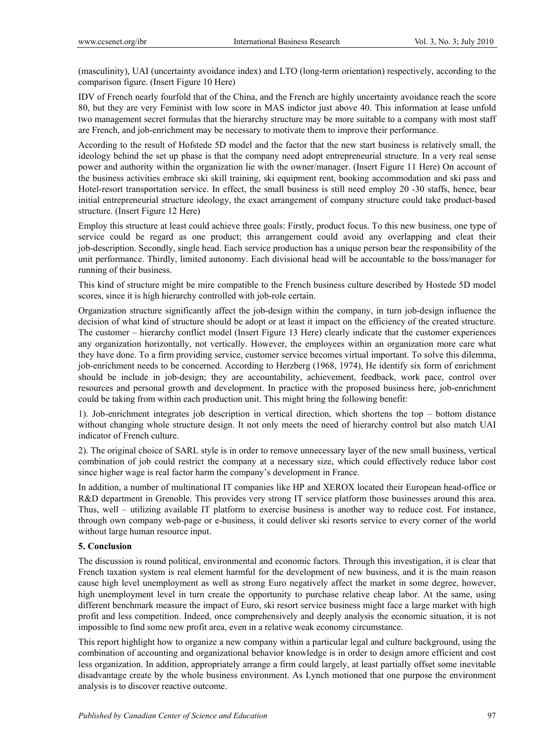(masculinity), UAI (uncertainty avoidance index) and LTO (long-term orientation) respectively, according to the comparison figure. (Insert Figure 10 Here)

IDV of French nearly fourfold that of the China, and the French are highly uncertainty avoidance reach the score 80, but they are very Feminist with low score in MAS indictor just above 40. This information at lease unfold two management secret formulas that the hierarchy structure may be more suitable to a company with most staff are French, and job-enrichment may be necessary to motivate them to improve their performance.

According to the result of Hofstede 5D model and the factor that the new start business is relatively small, the ideology behind the set up phase is that the company need adopt entrepreneurial structure. In a very real sense power and authority within the organization lie with the owner/manager. (Insert Figure 11 Here) On account of the business activities embrace ski skill training, ski equipment rent, booking accommodation and ski pass and Hotel-resort transportation service. In effect, the small business is still need employ 20 -30 staffs, hence, bear initial entrepreneurial structure ideology, the exact arrangement of company structure could take product-based structure. (Insert Figure 12 Here)

Employ this structure at least could achieve three goals: Firstly, product focus. To this new business, one type of service could be regard as one product; this arrangement could avoid any overlapping and cleat their job-description. Secondly, single head. Each service production has a unique person bear the responsibility of the unit performance. Thirdly, limited autonomy. Each divisional head will be accountable to the boss/manager for running of their business.

This kind of structure might be mire compatible to the French business culture described by Hostede 5D model scores, since it is high hierarchy controlled with job-role certain.

Organization structure significantly affect the job-design within the company, in turn job-design influence the decision of what kind of structure should be adopt or at least it impact on the efficiency of the created structure. The customer – hierarchy conflict model (Insert Figure 13 Here) clearly indicate that the customer experiences any organization horizontally, not vertically. However, the employees within an organization more care what they have done. To a firm providing service, customer service becomes virtual important. To solve this dilemma, job-enrichment needs to be concerned. According to Herzberg (1968, 1974), He identify six form of enrichment should be include in job-design; they are accountability, achievement, feedback, work pace, control over resources and personal growth and development. In practice with the proposed business here, job-enrichment could be taking from within each production unit. This might bring the following benefit:

1). Job-enrichment integrates job description in vertical direction, which shortens the top – bottom distance without changing whole structure design. It not only meets the need of hierarchy control but also match UAI indicator of French culture.

2). The original choice of SARL style is in order to remove unnecessary layer of the new small business, vertical combination of job could restrict the company at a necessary size, which could effectively reduce labor cost since higher wage is real factor harm the company's development in France.

In addition, a number of multinational IT companies like HP and XEROX located their European head-office or R&D department in Grenoble. This provides very strong IT service platform those businesses around this area. Thus, well – utilizing available IT platform to exercise business is another way to reduce cost. For instance, through own company web-page or e-business, it could deliver ski resorts service to every corner of the world without large human resource input.

**5. Conclusion**

The discussion is round political, environmental and economic factors. Through this investigation, it is clear that French taxation system is real element harmful for the development of new business, and it is the main reason cause high level unemployment as well as strong Euro negatively affect the market in some degree, however, high unemployment level in turn create the opportunity to purchase relative cheap labor. At the same, using different benchmark measure the impact of Euro, ski resort service business might face a large market with high profit and less competition. Indeed, once comprehensively and deeply analysis the economic situation, it is not impossible to find some new profit area, even in a relative weak economy circumstance.

This report highlight how to organize a new company within a particular legal and culture background, using the combination of accounting and organizational behavior knowledge is in order to design amore efficient and cost less organization. In addition, appropriately arrange a firm could largely, at least partially offset some inevitable disadvantage create by the whole business environment. As Lynch motioned that one purpose the environment analysis is to discover reactive outcome.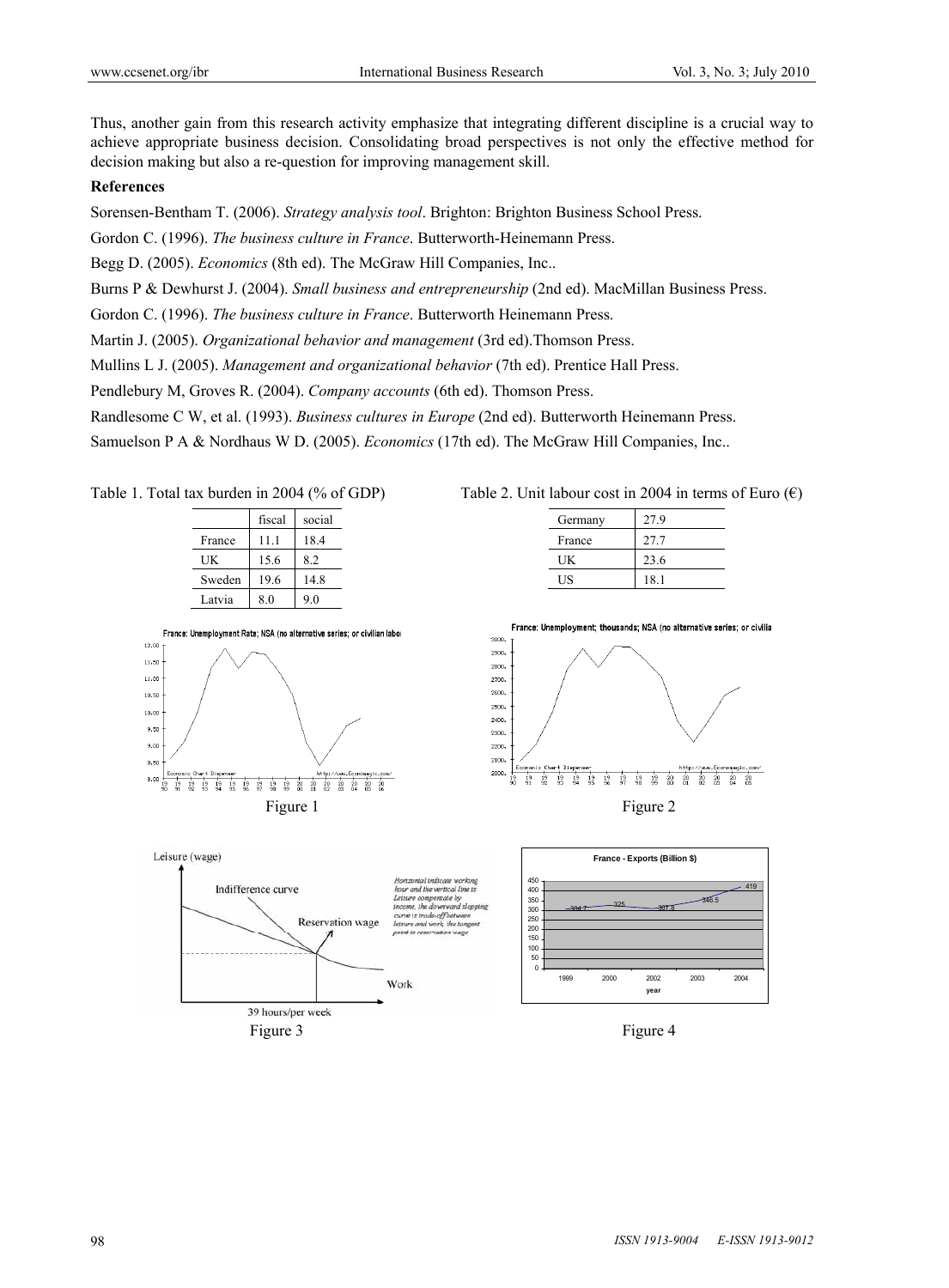Thus, another gain from this research activity emphasize that integrating different discipline is a crucial way to achieve appropriate business decision. Consolidating broad perspectives is not only the effective method for decision making but also a re-question for improving management skill.

**References**

Sorensen-Bentham T. (2006). *Strategy analysis tool*. Brighton: Brighton Business School Press.

Gordon C. (1996). *The business culture in France*. Butterworth-Heinemann Press.

Begg D. (2005). *Economics* (8th ed). The McGraw Hill Companies, Inc..

Burns P & Dewhurst J. (2004). *Small business and entrepreneurship* (2nd ed). MacMillan Business Press.

Gordon C. (1996). *The business culture in France*. Butterworth Heinemann Press.

Martin J. (2005). *Organizational behavior and management* (3rd ed).Thomson Press.

Mullins L J. (2005). *Management and organizational behavior* (7th ed). Prentice Hall Press.

Pendlebury M, Groves R. (2004). *Company accounts* (6th ed). Thomson Press.

Randlesome C W, et al. (1993). *Business cultures in Europe* (2nd ed). Butterworth Heinemann Press.

Samuelson P A & Nordhaus W D. (2005). *Economics* (17th ed). The McGraw Hill Companies, Inc..

Table 1. Total tax burden in 2004 (% of GDP)

| | fiscal | social |
|---|---|---|
| France | 11.1 | 18.4 |
| UK | 15.6 | 8.2 |
| Sweden | 19.6 | 14.8 |
| Latvia | 8.0 | 9.0 |

Table 2. Unit labour cost in 2004 in terms of Euro (€)

| | |
|---|---|
| Germany | 27.9 |
| France | 27.7 |
| UK | 23.6 |
| US | 18.1 |

Figure 1

Figure 2

Figure 3

Figure 4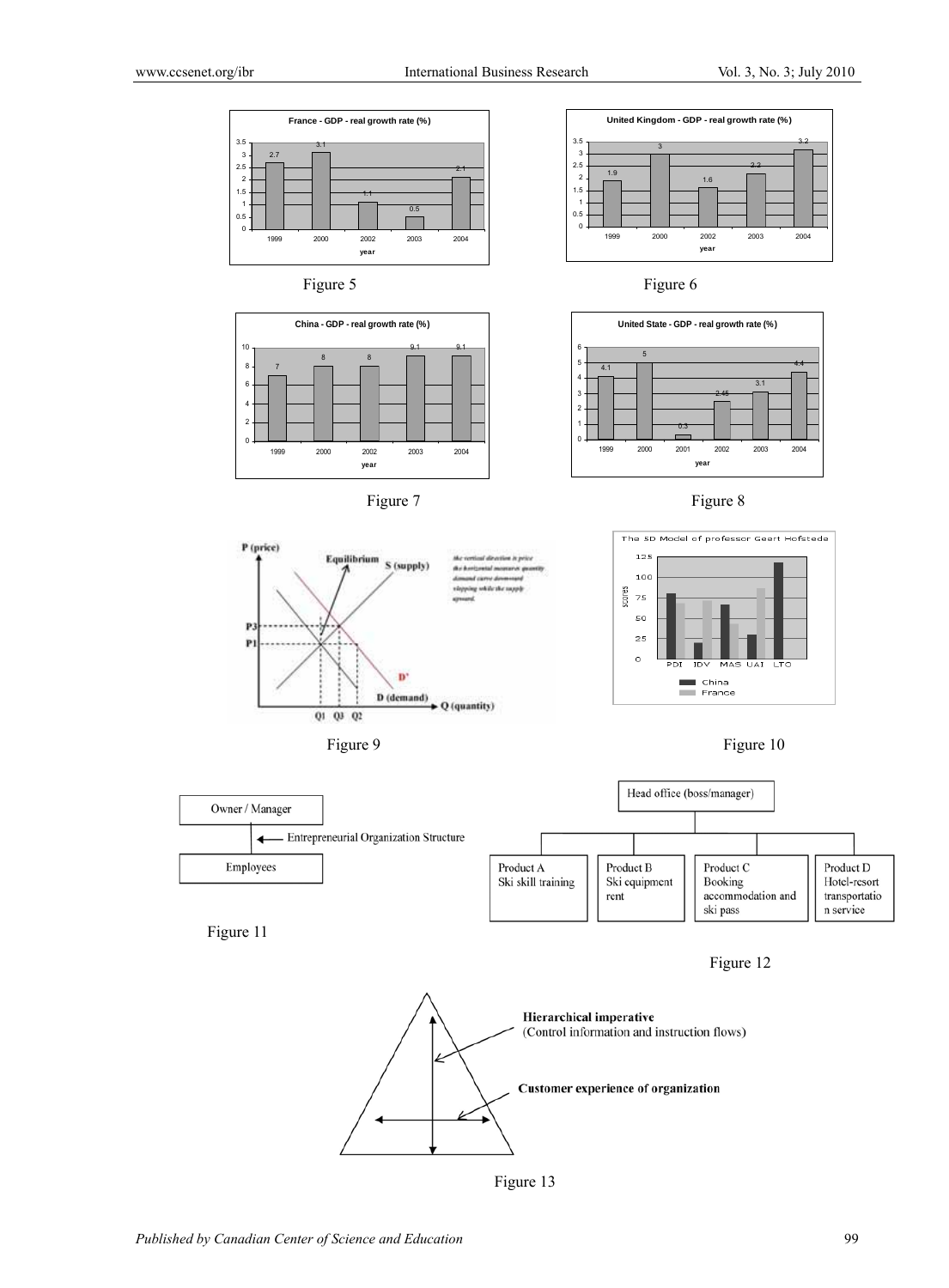France - GDP - real growth rate (%)

3.5 3 2.5 2 1.5 1 0.5 0

2.7 3.1 1.1 0.5 2.1

1999 2000 2002 2003 2004

year

Figure 5

United Kingdom - GDP - real growth rate (%)

3.5 3 2.5 2 1.5 1 0.5 0

1.9 3 1.6 2.2 3.2

1999 2000 2002 2003 2004

year

Figure 6

China - GDP - real growth rate (%)

10 8 6 4 2 0

7 8 8 9.1 9.1

1999 2000 2002 2003 2004

year

Figure 7

United State - GDP - real growth rate (%)

6 5 4 3 2 1 0

4.1 5 0.3 2.45 3.1 4.4

1999 2000 2001 2002 2003 2004

year

Figure 8

P (price)

Equilibrium

S (supply)

the vertical direction is price the horizontal measures quantity demand curve downward slopping while the supply upward.

P3

P1

D'

D (demand)

Q (quantity)

Q1 Q3 Q2

Figure 9

The 5D Model of professor Geert Hofstede

125 100 75 50 25 0

scores

PDI IDV MAS UAI LTO

China

France

Figure 10

Owner / Manager

Entrepreneurial Organization Structure

Employees

Figure 11

Head office (boss/manager)

Product A
Ski skill training

Product B
Ski equipment rent

Product C
Booking accommodation and ski pass

Product D
Hotel-resort transportation service

Figure 12

Hierarchical imperative
(Control information and instruction flows)

Customer experience of organization

Figure 13